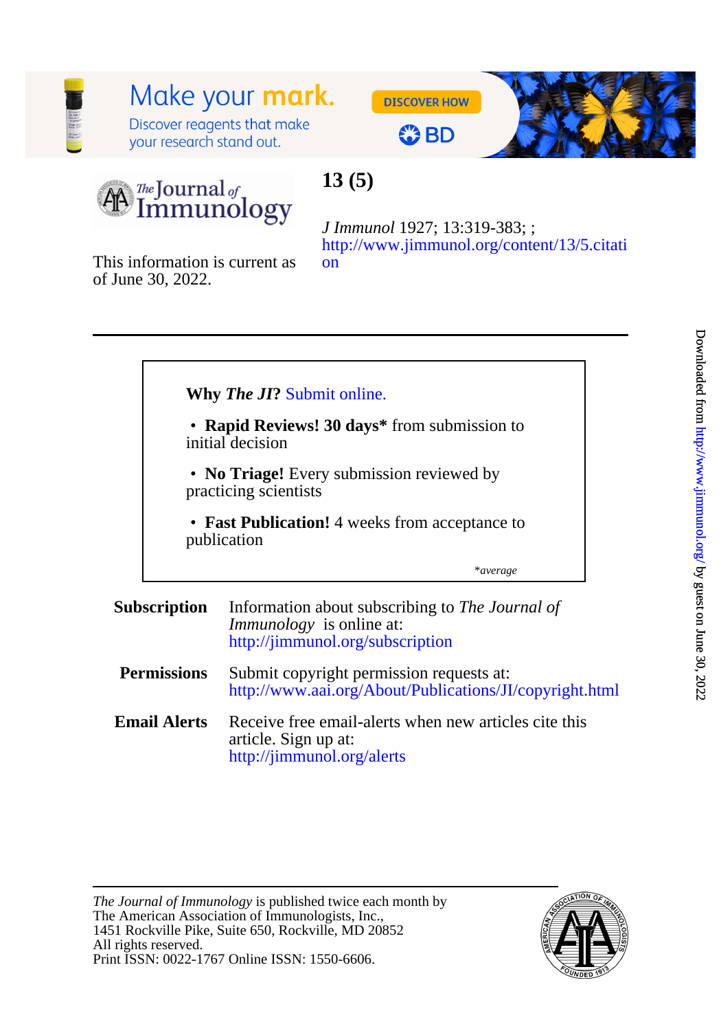# 13 (5)

*J Immunol* 1927; 13:319-383; ;
http://www.jimmunol.org/content/13/5.citation

This information is current as of June 30, 2022.

---

**Why *The JI*?** Submit online.

- **Rapid Reviews! 30 days*** from submission to initial decision
- **No Triage!** Every submission reviewed by practicing scientists
- **Fast Publication!** 4 weeks from acceptance to publication

**average*

---

**Subscription** Information about subscribing to *The Journal of Immunology* is online at:
http://jimmunol.org/subscription

**Permissions** Submit copyright permission requests at:
http://www.aai.org/About/Publications/JI/copyright.html

**Email Alerts** Receive free email-alerts when new articles cite this article. Sign up at:
http://jimmunol.org/alerts

---

*The Journal of Immunology* is published twice each month by
The American Association of Immunologists, Inc.,
1451 Rockville Pike, Suite 650, Rockville, MD 20852
All rights reserved.
Print ISSN: 0022-1767 Online ISSN: 1550-6606.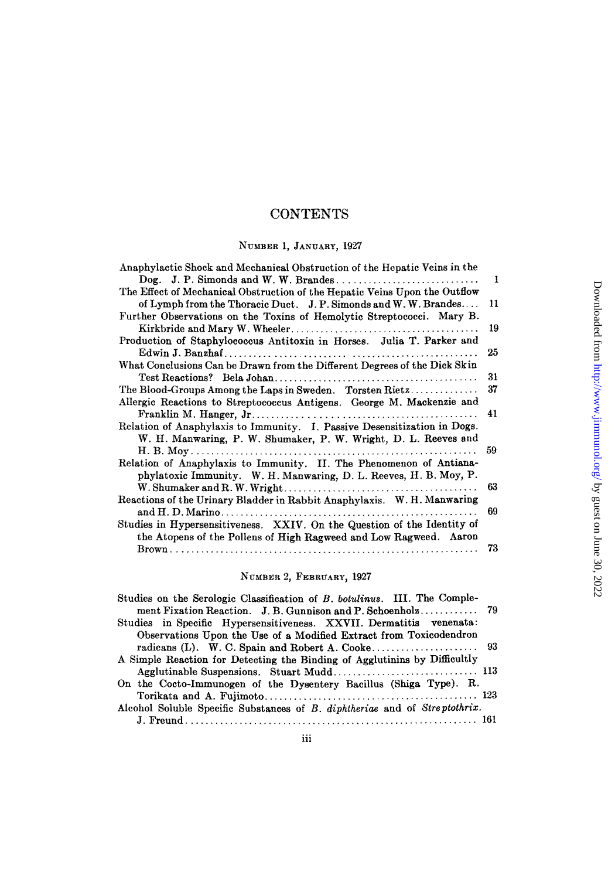# CONTENTS

## Number 1, January, 1927

Anaphylactic Shock and Mechanical Obstruction of the Hepatic Veins in the Dog. J. P. Simonds and W. W. Brandes .... 1

The Effect of Mechanical Obstruction of the Hepatic Veins Upon the Outflow of Lymph from the Thoracic Duct. J. P. Simonds and W. W. Brandes .... 11

Further Observations on the Toxins of Hemolytic Streptococci. Mary B. Kirkbride and Mary W. Wheeler .... 19

Production of Staphylococcus Antitoxin in Horses. Julia T. Parker and Edwin J. Banzhaf .... 25

What Conclusions Can be Drawn from the Different Degrees of the Dick Skin Test Reactions? Bela Johan .... 31

The Blood-Groups Among the Laps in Sweden. Torsten Rietz .... 37

Allergic Reactions to Streptococcus Antigens. George M. Mackenzie and Franklin M. Hanger, Jr .... 41

Relation of Anaphylaxis to Immunity. I. Passive Desensitization in Dogs. W. H. Manwaring, P. W. Shumaker, P. W. Wright, D. L. Reeves and H. B. Moy .... 59

Relation of Anaphylaxis to Immunity. II. The Phenomenon of Antianaphylatoxic Immunity. W. H. Manwaring, D. L. Reeves, H. B. Moy, P. W. Shumaker and R. W. Wright .... 63

Reactions of the Urinary Bladder in Rabbit Anaphylaxis. W. H. Manwaring and H. D. Marino .... 69

Studies in Hypersensitiveness. XXIV. On the Question of the Identity of the Atopens of the Pollens of High Ragweed and Low Ragweed. Aaron Brown .... 73

## Number 2, February, 1927

Studies on the Serologic Classification of *B. botulinus*. III. The Complement Fixation Reaction. J. B. Gunnison and P. Schoenholz .... 79

Studies in Specific Hypersensitiveness. XXVII. Dermatitis venenata: Observations Upon the Use of a Modified Extract from Toxicodendron radicans (L). W. C. Spain and Robert A. Cooke .... 93

A Simple Reaction for Detecting the Binding of Agglutinins by Difficultly Agglutinable Suspensions. Stuart Mudd .... 113

On the Cocto-Immunogen of the Dysentery Bacillus (Shiga Type). R. Torikata and A. Fujimoto .... 123

Alcohol Soluble Specific Substances of *B. diphtheriae* and of *Streptothrix*. J. Freund .... 161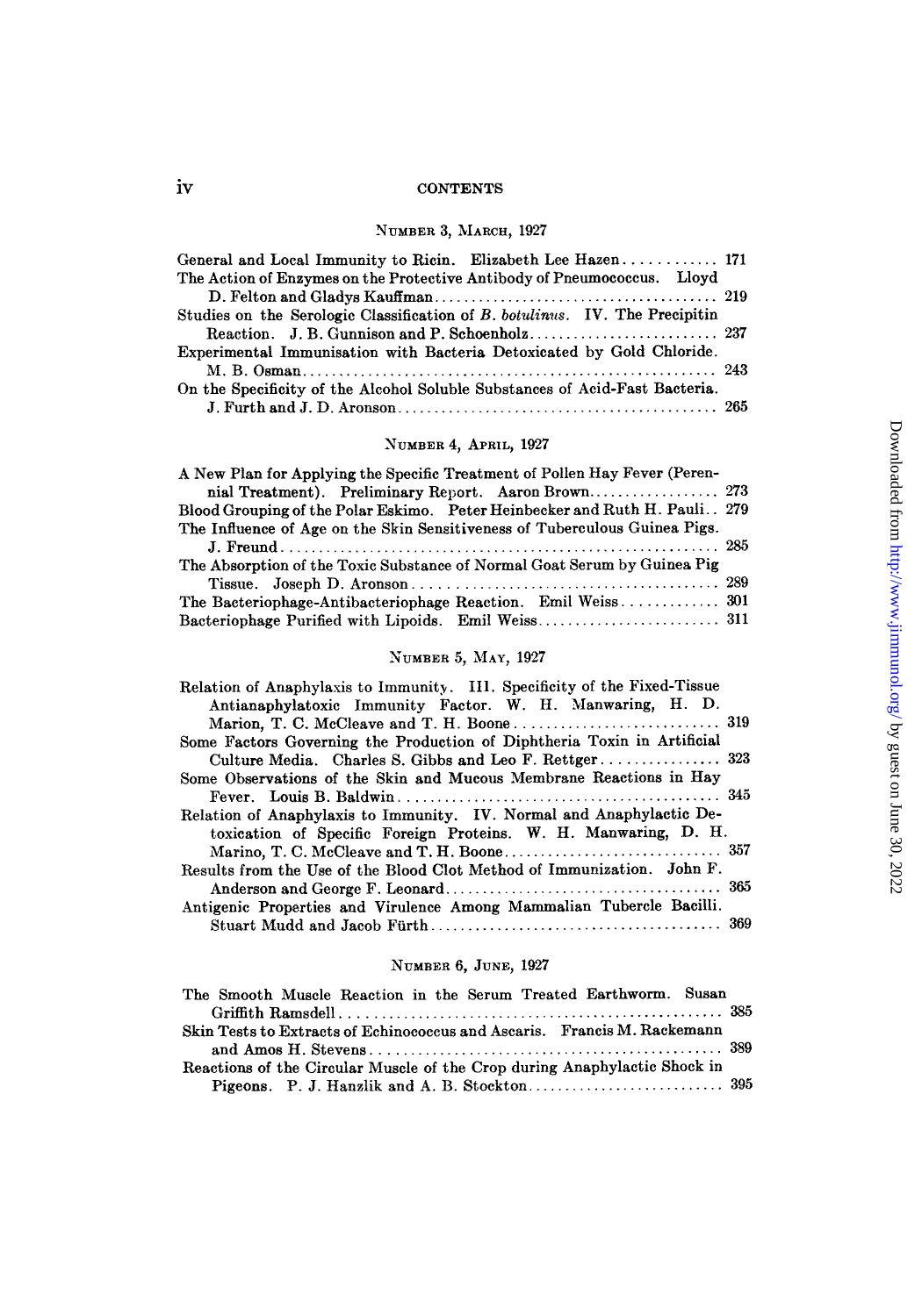## CONTENTS

### NUMBER 3, MARCH, 1927

General and Local Immunity to Ricin. Elizabeth Lee Hazen ............ 171

The Action of Enzymes on the Protective Antibody of Pneumococcus. Lloyd D. Felton and Gladys Kauffman ............ 219

Studies on the Serologic Classification of *B. botulinus*. IV. The Precipitin Reaction. J. B. Gunnison and P. Schoenholz ............ 237

Experimental Immunisation with Bacteria Detoxicated by Gold Chloride. M. B. Osman ............ 243

On the Specificity of the Alcohol Soluble Substances of Acid-Fast Bacteria. J. Furth and J. D. Aronson ............ 265

### NUMBER 4, APRIL, 1927

A New Plan for Applying the Specific Treatment of Pollen Hay Fever (Perennial Treatment). Preliminary Report. Aaron Brown ............ 273

Blood Grouping of the Polar Eskimo. Peter Heinbecker and Ruth H. Pauli ............ 279

The Influence of Age on the Skin Sensitiveness of Tuberculous Guinea Pigs. J. Freund ............ 285

The Absorption of the Toxic Substance of Normal Goat Serum by Guinea Pig Tissue. Joseph D. Aronson ............ 289

The Bacteriophage-Antibacteriophage Reaction. Emil Weiss ............ 301

Bacteriophage Purified with Lipoids. Emil Weiss ............ 311

### NUMBER 5, MAY, 1927

Relation of Anaphylaxis to Immunity. III. Specificity of the Fixed-Tissue Antianaphylatoxic Immunity Factor. W. H. Manwaring, H. D. Marion, T. C. McCleave and T. H. Boone ............ 319

Some Factors Governing the Production of Diphtheria Toxin in Artificial Culture Media. Charles S. Gibbs and Leo F. Rettger ............ 323

Some Observations of the Skin and Mucous Membrane Reactions in Hay Fever. Louis B. Baldwin ............ 345

Relation of Anaphylaxis to Immunity. IV. Normal and Anaphylactic Detoxication of Specific Foreign Proteins. W. H. Manwaring, D. H. Marino, T. C. McCleave and T. H. Boone ............ 357

Results from the Use of the Blood Clot Method of Immunization. John F. Anderson and George F. Leonard ............ 365

Antigenic Properties and Virulence Among Mammalian Tubercle Bacilli. Stuart Mudd and Jacob Fürth ............ 369

### NUMBER 6, JUNE, 1927

The Smooth Muscle Reaction in the Serum Treated Earthworm. Susan Griffith Ramsdell ............ 385

Skin Tests to Extracts of Echinococcus and Ascaris. Francis M. Rackemann and Amos H. Stevens ............ 389

Reactions of the Circular Muscle of the Crop during Anaphylactic Shock in Pigeons. P. J. Hanzlik and A. B. Stockton ............ 395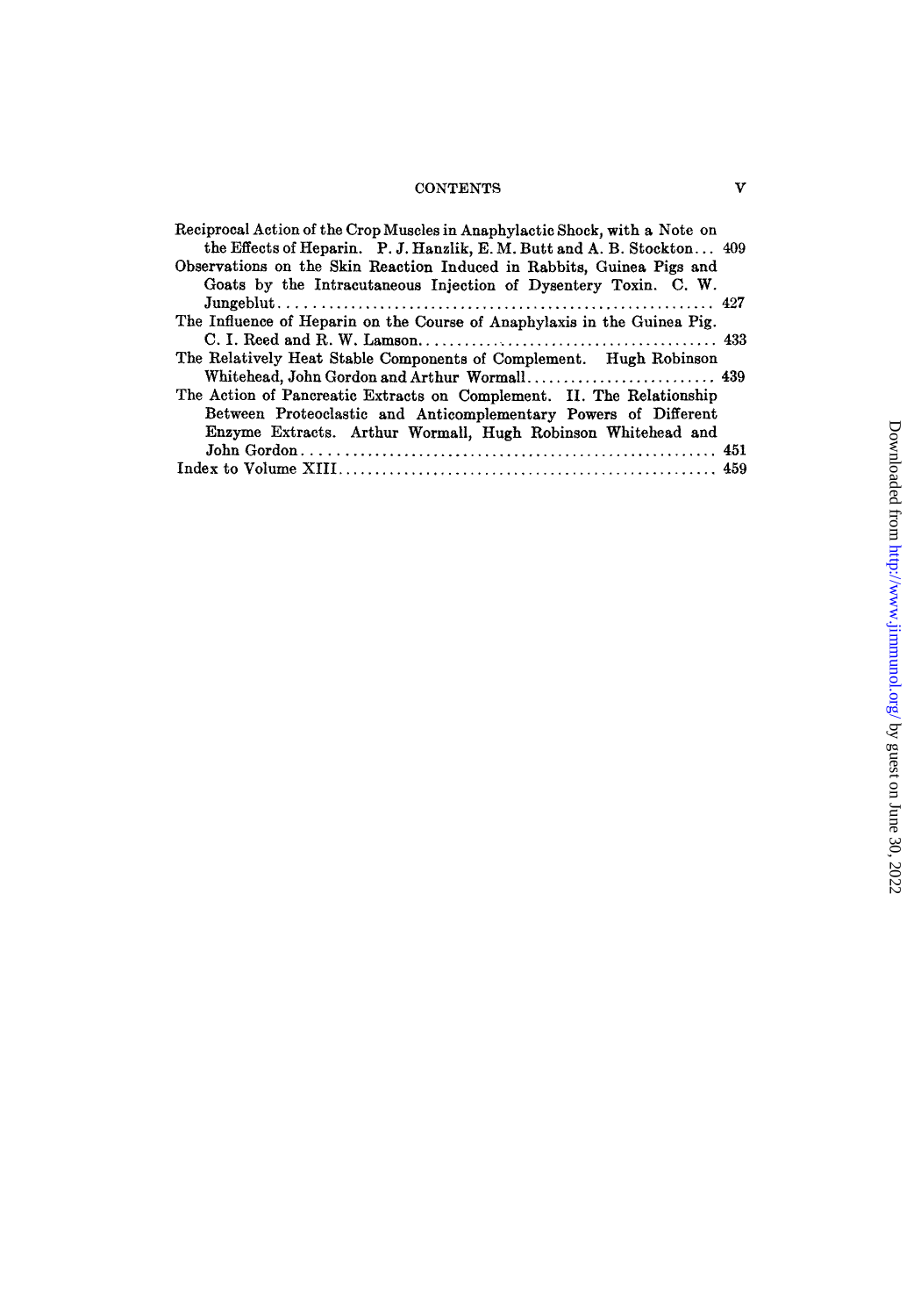Reciprocal Action of the Crop Muscles in Anaphylactic Shock, with a Note on the Effects of Heparin. P. J. Hanzlik, E. M. Butt and A. B. Stockton... 409

Observations on the Skin Reaction Induced in Rabbits, Guinea Pigs and Goats by the Intracutaneous Injection of Dysentery Toxin. C. W. Jungeblut... 427

The Influence of Heparin on the Course of Anaphylaxis in the Guinea Pig. C. I. Reed and R. W. Lamson... 433

The Relatively Heat Stable Components of Complement. Hugh Robinson Whitehead, John Gordon and Arthur Wormall... 439

The Action of Pancreatic Extracts on Complement. II. The Relationship Between Proteoclastic and Anticomplementary Powers of Different Enzyme Extracts. Arthur Wormall, Hugh Robinson Whitehead and John Gordon... 451

Index to Volume XIII... 459